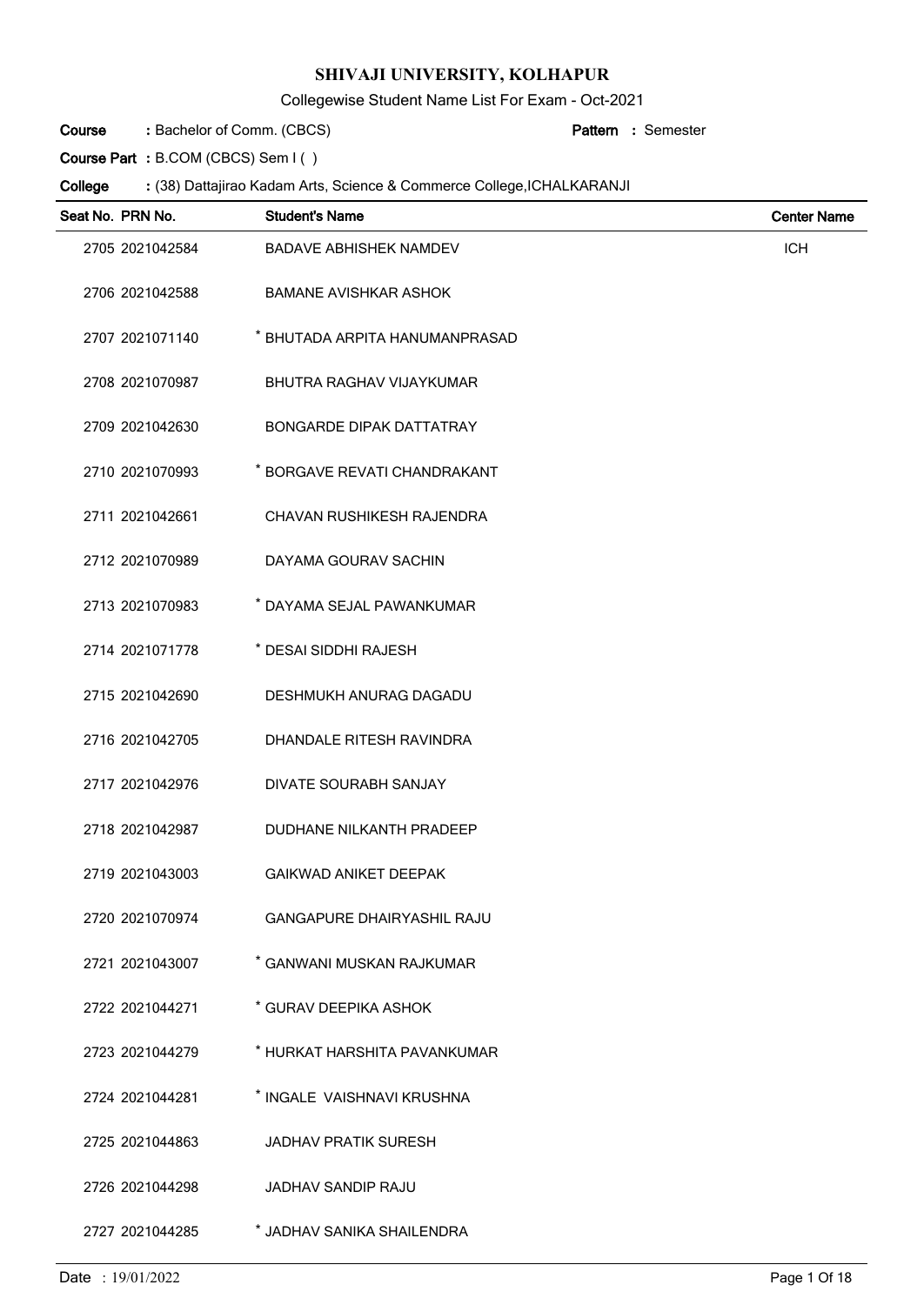# SHIVAJI UNIVERSITY, KOLHAPUR

Collegewise Student Name List For Exam - Oct-2021

**Course** : Bachelor of Comm. (CBCS) **Pattern** : Semester

**Course Part** : B.COM (CBCS) Sem I ( )

**College** : (38) Dattajirao Kadam Arts, Science & Commerce College,ICHALKARANJI

| Seat No. | PRN No. | Student's Name | Center Name |
|---|---|---|---|
| 2705 | 2021042584 | BADAVE ABHISHEK NAMDEV | ICH |
| 2706 | 2021042588 | BAMANE AVISHKAR ASHOK | |
| 2707 | 2021071140 | * BHUTADA ARPITA HANUMANPRASAD | |
| 2708 | 2021070987 | BHUTRA RAGHAV VIJAYKUMAR | |
| 2709 | 2021042630 | BONGARDE DIPAK DATTATRAY | |
| 2710 | 2021070993 | * BORGAVE REVATI CHANDRAKANT | |
| 2711 | 2021042661 | CHAVAN RUSHIKESH RAJENDRA | |
| 2712 | 2021070989 | DAYAMA GOURAV SACHIN | |
| 2713 | 2021070983 | * DAYAMA SEJAL PAWANKUMAR | |
| 2714 | 2021071778 | * DESAI SIDDHI RAJESH | |
| 2715 | 2021042690 | DESHMUKH ANURAG DAGADU | |
| 2716 | 2021042705 | DHANDALE RITESH RAVINDRA | |
| 2717 | 2021042976 | DIVATE SOURABH SANJAY | |
| 2718 | 2021042987 | DUDHANE NILKANTH PRADEEP | |
| 2719 | 2021043003 | GAIKWAD ANIKET DEEPAK | |
| 2720 | 2021070974 | GANGAPURE DHAIRYASHIL RAJU | |
| 2721 | 2021043007 | * GANWANI MUSKAN RAJKUMAR | |
| 2722 | 2021044271 | * GURAV DEEPIKA ASHOK | |
| 2723 | 2021044279 | * HURKAT HARSHITA PAVANKUMAR | |
| 2724 | 2021044281 | * INGALE VAISHNAVI KRUSHNA | |
| 2725 | 2021044863 | JADHAV PRATIK SURESH | |
| 2726 | 2021044298 | JADHAV SANDIP RAJU | |
| 2727 | 2021044285 | * JADHAV SANIKA SHAILENDRA | |

Date : 19/01/2022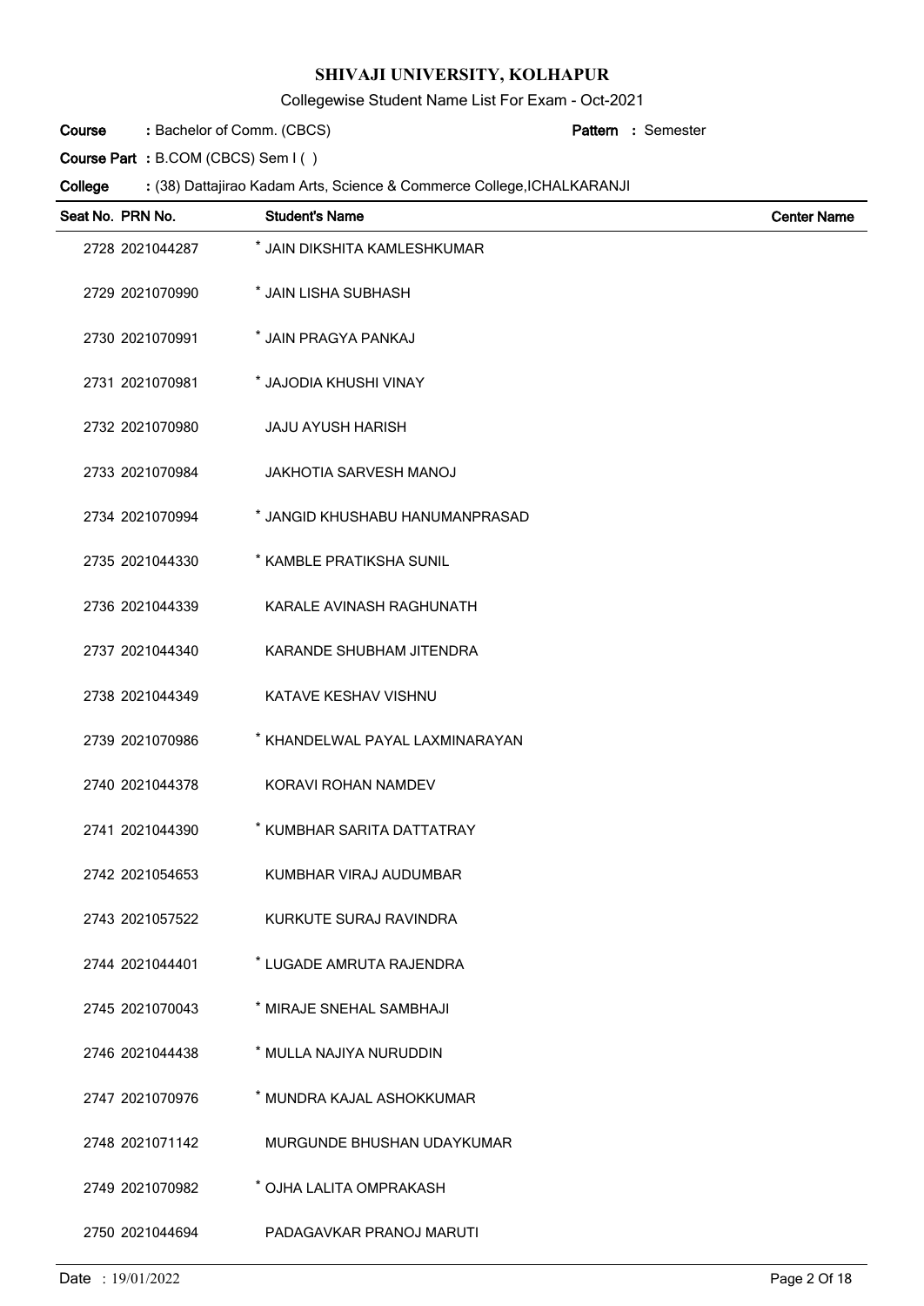# SHIVAJI UNIVERSITY, KOLHAPUR

Collegewise Student Name List For Exam - Oct-2021

**Course** : Bachelor of Comm. (CBCS) **Pattern** : Semester

**Course Part** : B.COM (CBCS) Sem I ( )

**College** : (38) Dattajirao Kadam Arts, Science & Commerce College,ICHALKARANJI

| Seat No. | PRN No. | Student's Name | Center Name |
|---|---|---|---|
| 2728 | 2021044287 | * JAIN DIKSHITA KAMLESHKUMAR | |
| 2729 | 2021070990 | * JAIN LISHA SUBHASH | |
| 2730 | 2021070991 | * JAIN PRAGYA PANKAJ | |
| 2731 | 2021070981 | * JAJODIA KHUSHI VINAY | |
| 2732 | 2021070980 | JAJU AYUSH HARISH | |
| 2733 | 2021070984 | JAKHOTIA SARVESH MANOJ | |
| 2734 | 2021070994 | * JANGID KHUSHABU HANUMANPRASAD | |
| 2735 | 2021044330 | * KAMBLE PRATIKSHA SUNIL | |
| 2736 | 2021044339 | KARALE AVINASH RAGHUNATH | |
| 2737 | 2021044340 | KARANDE SHUBHAM JITENDRA | |
| 2738 | 2021044349 | KATAVE KESHAV VISHNU | |
| 2739 | 2021070986 | * KHANDELWAL PAYAL LAXMINARAYAN | |
| 2740 | 2021044378 | KORAVI ROHAN NAMDEV | |
| 2741 | 2021044390 | * KUMBHAR SARITA DATTATRAY | |
| 2742 | 2021054653 | KUMBHAR VIRAJ AUDUMBAR | |
| 2743 | 2021057522 | KURKUTE SURAJ RAVINDRA | |
| 2744 | 2021044401 | * LUGADE AMRUTA RAJENDRA | |
| 2745 | 2021070043 | * MIRAJE SNEHAL SAMBHAJI | |
| 2746 | 2021044438 | * MULLA NAJIYA NURUDDIN | |
| 2747 | 2021070976 | * MUNDRA KAJAL ASHOKKUMAR | |
| 2748 | 2021071142 | MURGUNDE BHUSHAN UDAYKUMAR | |
| 2749 | 2021070982 | * OJHA LALITA OMPRAKASH | |
| 2750 | 2021044694 | PADAGAVKAR PRANOJ MARUTI | |

Date : 19/01/2022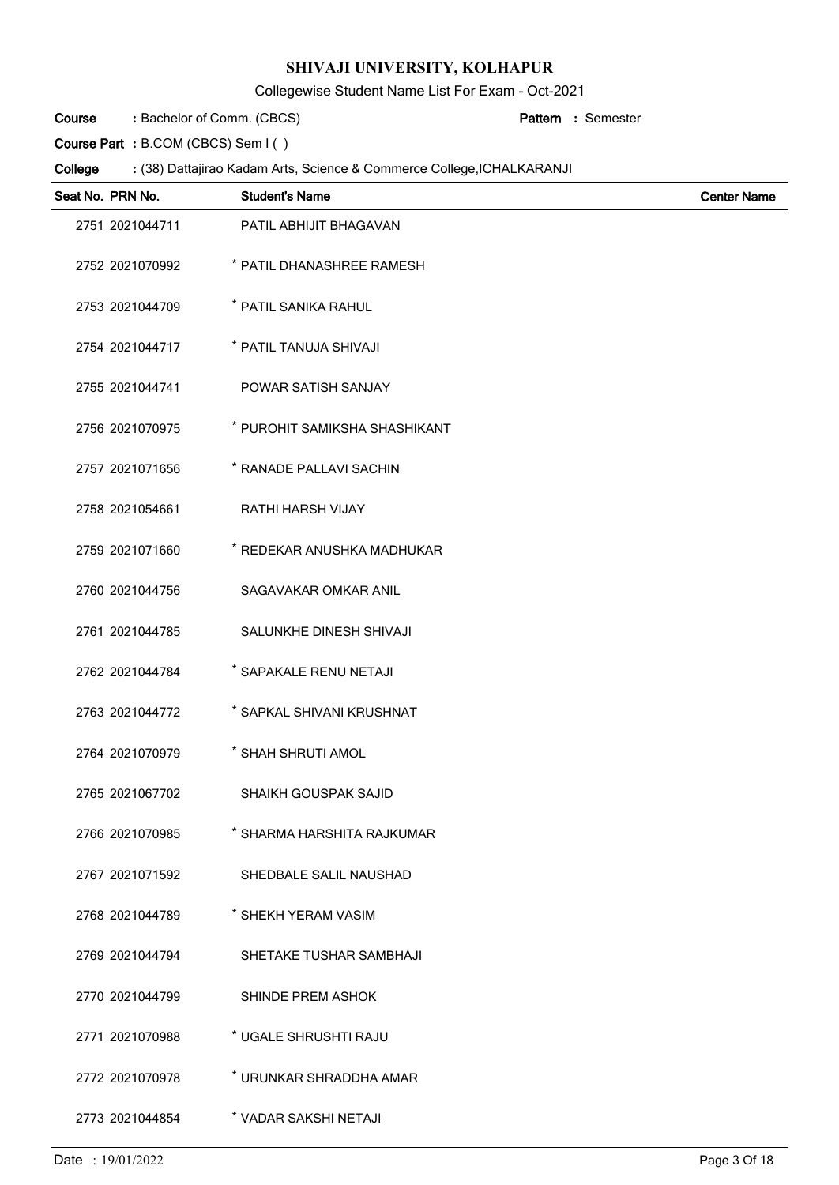# SHIVAJI UNIVERSITY, KOLHAPUR

Collegewise Student Name List For Exam - Oct-2021

**Course** : Bachelor of Comm. (CBCS) **Pattern** : Semester

**Course Part** : B.COM (CBCS) Sem I ( )

**College** : (38) Dattajirao Kadam Arts, Science & Commerce College,ICHALKARANJI

| Seat No. | PRN No. | Student's Name | Center Name |
|---|---|---|---|
| 2751 | 2021044711 | PATIL ABHIJIT BHAGAVAN | |
| 2752 | 2021070992 | * PATIL DHANASHREE RAMESH | |
| 2753 | 2021044709 | * PATIL SANIKA RAHUL | |
| 2754 | 2021044717 | * PATIL TANUJA SHIVAJI | |
| 2755 | 2021044741 | POWAR SATISH SANJAY | |
| 2756 | 2021070975 | * PUROHIT SAMIKSHA SHASHIKANT | |
| 2757 | 2021071656 | * RANADE PALLAVI SACHIN | |
| 2758 | 2021054661 | RATHI HARSH VIJAY | |
| 2759 | 2021071660 | * REDEKAR ANUSHKA MADHUKAR | |
| 2760 | 2021044756 | SAGAVAKAR OMKAR ANIL | |
| 2761 | 2021044785 | SALUNKHE DINESH SHIVAJI | |
| 2762 | 2021044784 | * SAPAKALE RENU NETAJI | |
| 2763 | 2021044772 | * SAPKAL SHIVANI KRUSHNAT | |
| 2764 | 2021070979 | * SHAH SHRUTI AMOL | |
| 2765 | 2021067702 | SHAIKH GOUSPAK SAJID | |
| 2766 | 2021070985 | * SHARMA HARSHITA RAJKUMAR | |
| 2767 | 2021071592 | SHEDBALE SALIL NAUSHAD | |
| 2768 | 2021044789 | * SHEKH YERAM VASIM | |
| 2769 | 2021044794 | SHETAKE TUSHAR SAMBHAJI | |
| 2770 | 2021044799 | SHINDE PREM ASHOK | |
| 2771 | 2021070988 | * UGALE SHRUSHTI RAJU | |
| 2772 | 2021070978 | * URUNKAR SHRADDHA AMAR | |
| 2773 | 2021044854 | * VADAR SAKSHI NETAJI | |

Date : 19/01/2022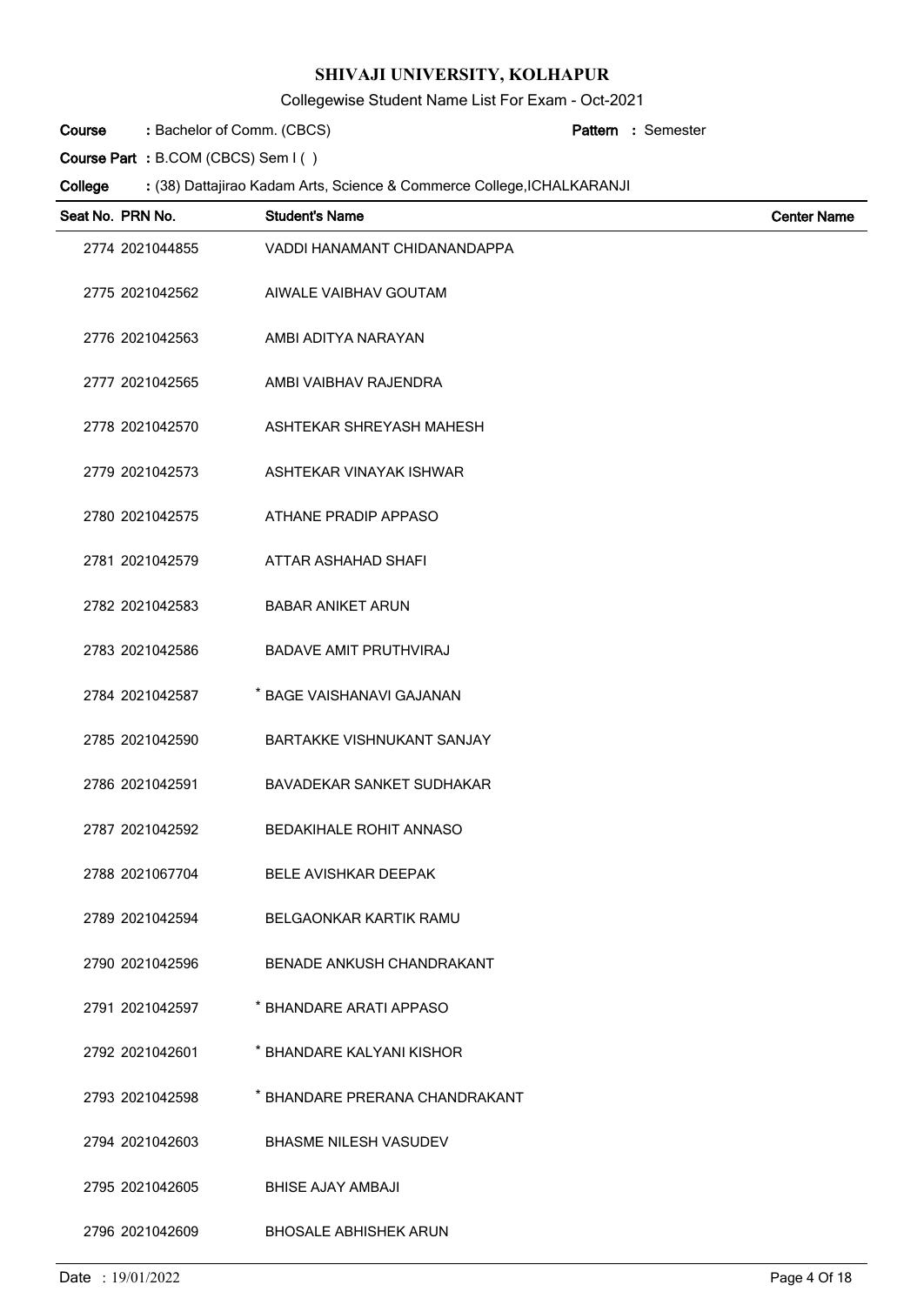# SHIVAJI UNIVERSITY, KOLHAPUR

Collegewise Student Name List For Exam - Oct-2021

**Course** : Bachelor of Comm. (CBCS) **Pattern** : Semester

**Course Part** : B.COM (CBCS) Sem I ( )

**College** : (38) Dattajirao Kadam Arts, Science & Commerce College,ICHALKARANJI

| Seat No. | PRN No. | Student's Name | Center Name |
|---|---|---|---|
| 2774 | 2021044855 | VADDI HANAMANT CHIDANANDAPPA | |
| 2775 | 2021042562 | AIWALE VAIBHAV GOUTAM | |
| 2776 | 2021042563 | AMBI ADITYA NARAYAN | |
| 2777 | 2021042565 | AMBI VAIBHAV RAJENDRA | |
| 2778 | 2021042570 | ASHTEKAR SHREYASH MAHESH | |
| 2779 | 2021042573 | ASHTEKAR VINAYAK ISHWAR | |
| 2780 | 2021042575 | ATHANE PRADIP APPASO | |
| 2781 | 2021042579 | ATTAR ASHAHAD SHAFI | |
| 2782 | 2021042583 | BABAR ANIKET ARUN | |
| 2783 | 2021042586 | BADAVE AMIT PRUTHVIRAJ | |
| 2784 | 2021042587 | * BAGE VAISHANAVI GAJANAN | |
| 2785 | 2021042590 | BARTAKKE VISHNUKANT SANJAY | |
| 2786 | 2021042591 | BAVADEKAR SANKET SUDHAKAR | |
| 2787 | 2021042592 | BEDAKIHALE ROHIT ANNASO | |
| 2788 | 2021067704 | BELE AVISHKAR DEEPAK | |
| 2789 | 2021042594 | BELGAONKAR KARTIK RAMU | |
| 2790 | 2021042596 | BENADE ANKUSH CHANDRAKANT | |
| 2791 | 2021042597 | * BHANDARE ARATI APPASO | |
| 2792 | 2021042601 | * BHANDARE KALYANI KISHOR | |
| 2793 | 2021042598 | * BHANDARE PRERANA CHANDRAKANT | |
| 2794 | 2021042603 | BHASME NILESH VASUDEV | |
| 2795 | 2021042605 | BHISE AJAY AMBAJI | |
| 2796 | 2021042609 | BHOSALE ABHISHEK ARUN | |

Date : 19/01/2022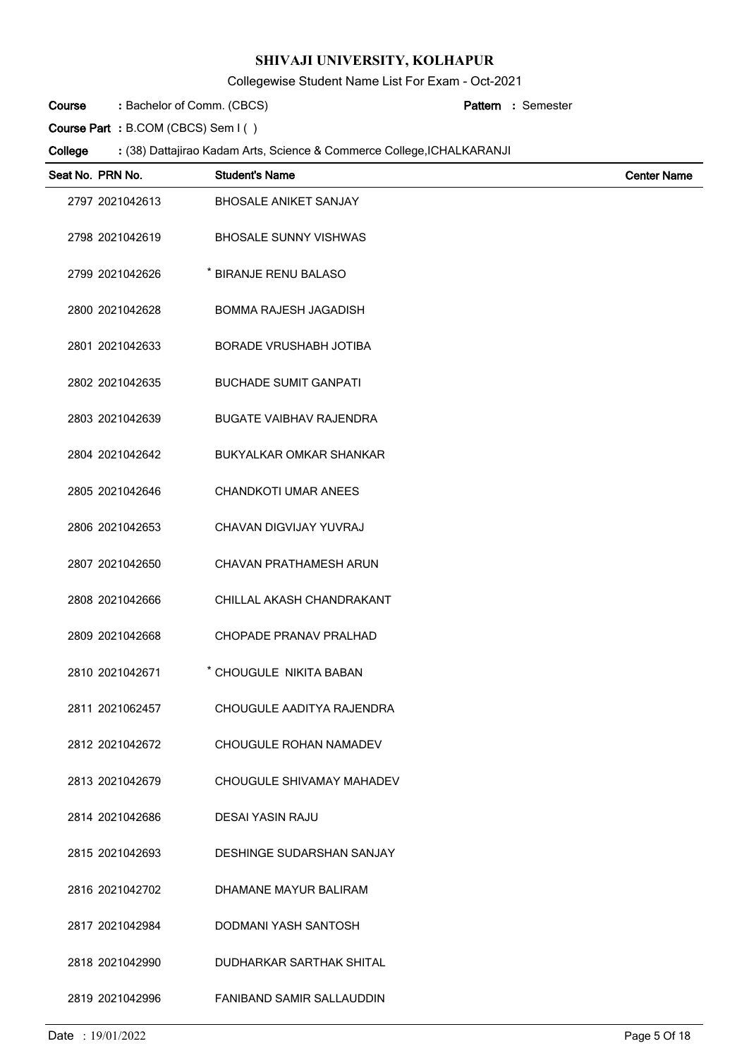# SHIVAJI UNIVERSITY, KOLHAPUR

Collegewise Student Name List For Exam - Oct-2021

**Course** : Bachelor of Comm. (CBCS) **Pattern** : Semester

**Course Part** : B.COM (CBCS) Sem I ( )

**College** : (38) Dattajirao Kadam Arts, Science & Commerce College,ICHALKARANJI

| Seat No. | PRN No. | Student's Name | Center Name |
|---|---|---|---|
| 2797 | 2021042613 | BHOSALE ANIKET SANJAY | |
| 2798 | 2021042619 | BHOSALE SUNNY VISHWAS | |
| 2799 | 2021042626 | * BIRANJE RENU BALASO | |
| 2800 | 2021042628 | BOMMA RAJESH JAGADISH | |
| 2801 | 2021042633 | BORADE VRUSHABH JOTIBA | |
| 2802 | 2021042635 | BUCHADE SUMIT GANPATI | |
| 2803 | 2021042639 | BUGATE VAIBHAV RAJENDRA | |
| 2804 | 2021042642 | BUKYALKAR OMKAR SHANKAR | |
| 2805 | 2021042646 | CHANDKOTI UMAR ANEES | |
| 2806 | 2021042653 | CHAVAN DIGVIJAY YUVRAJ | |
| 2807 | 2021042650 | CHAVAN PRATHAMESH ARUN | |
| 2808 | 2021042666 | CHILLAL AKASH CHANDRAKANT | |
| 2809 | 2021042668 | CHOPADE PRANAV PRALHAD | |
| 2810 | 2021042671 | * CHOUGULE NIKITA BABAN | |
| 2811 | 2021062457 | CHOUGULE AADITYA RAJENDRA | |
| 2812 | 2021042672 | CHOUGULE ROHAN NAMADEV | |
| 2813 | 2021042679 | CHOUGULE SHIVAMAY MAHADEV | |
| 2814 | 2021042686 | DESAI YASIN RAJU | |
| 2815 | 2021042693 | DESHINGE SUDARSHAN SANJAY | |
| 2816 | 2021042702 | DHAMANE MAYUR BALIRAM | |
| 2817 | 2021042984 | DODMANI YASH SANTOSH | |
| 2818 | 2021042990 | DUDHARKAR SARTHAK SHITAL | |
| 2819 | 2021042996 | FANIBAND SAMIR SALLAUDDIN | |

Date : 19/01/2022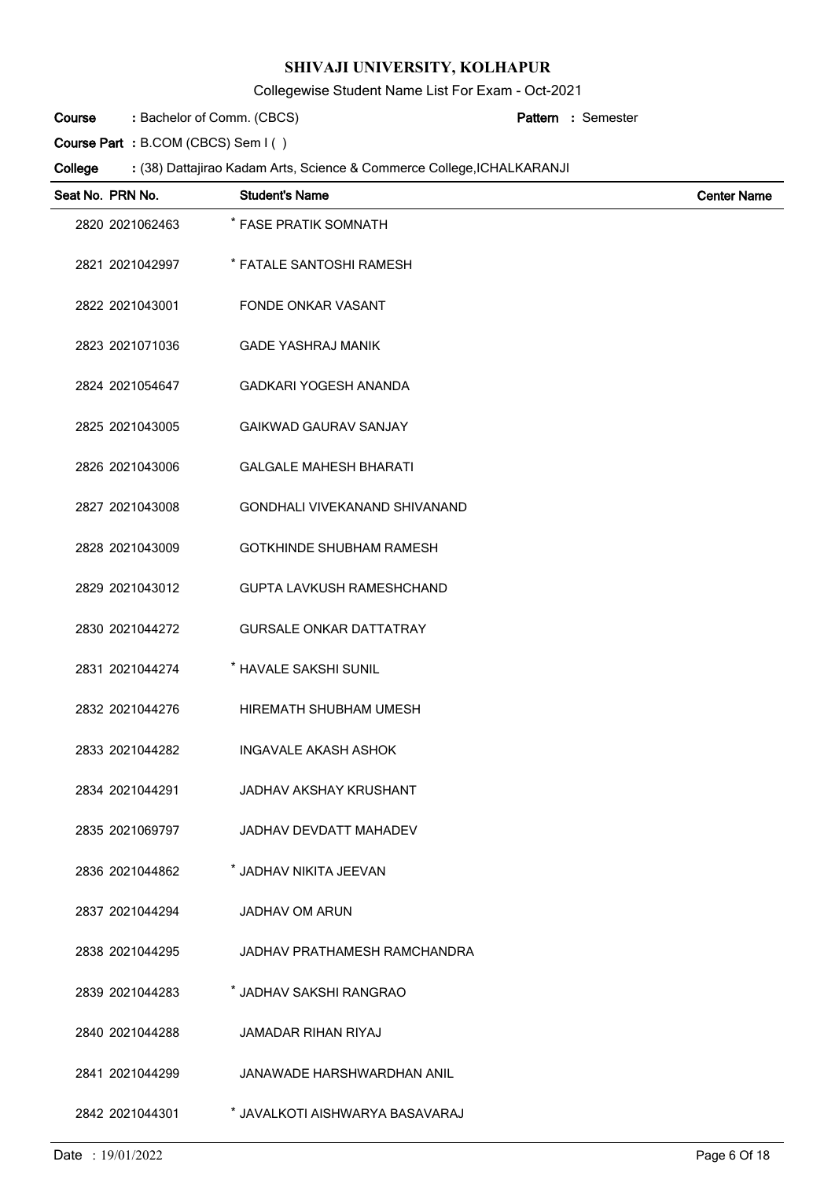# SHIVAJI UNIVERSITY, KOLHAPUR

Collegewise Student Name List For Exam - Oct-2021

**Course** : Bachelor of Comm. (CBCS) **Pattern** : Semester

**Course Part** : B.COM (CBCS) Sem I ( )

**College** : (38) Dattajirao Kadam Arts, Science & Commerce College,ICHALKARANJI

| Seat No. | PRN No. | Student's Name | Center Name |
|---|---|---|---|
| 2820 | 2021062463 | * FASE PRATIK SOMNATH | |
| 2821 | 2021042997 | * FATALE SANTOSHI RAMESH | |
| 2822 | 2021043001 | FONDE ONKAR VASANT | |
| 2823 | 2021071036 | GADE YASHRAJ MANIK | |
| 2824 | 2021054647 | GADKARI YOGESH ANANDA | |
| 2825 | 2021043005 | GAIKWAD GAURAV SANJAY | |
| 2826 | 2021043006 | GALGALE MAHESH BHARATI | |
| 2827 | 2021043008 | GONDHALI VIVEKANAND SHIVANAND | |
| 2828 | 2021043009 | GOTKHINDE SHUBHAM RAMESH | |
| 2829 | 2021043012 | GUPTA LAVKUSH RAMESHCHAND | |
| 2830 | 2021044272 | GURSALE ONKAR DATTATRAY | |
| 2831 | 2021044274 | * HAVALE SAKSHI SUNIL | |
| 2832 | 2021044276 | HIREMATH SHUBHAM UMESH | |
| 2833 | 2021044282 | INGAVALE AKASH ASHOK | |
| 2834 | 2021044291 | JADHAV AKSHAY KRUSHANT | |
| 2835 | 2021069797 | JADHAV DEVDATT MAHADEV | |
| 2836 | 2021044862 | * JADHAV NIKITA JEEVAN | |
| 2837 | 2021044294 | JADHAV OM ARUN | |
| 2838 | 2021044295 | JADHAV PRATHAMESH RAMCHANDRA | |
| 2839 | 2021044283 | * JADHAV SAKSHI RANGRAO | |
| 2840 | 2021044288 | JAMADAR RIHAN RIYAJ | |
| 2841 | 2021044299 | JANAWADE HARSHWARDHAN ANIL | |
| 2842 | 2021044301 | * JAVALKOTI AISHWARYA BASAVARAJ | |

Date : 19/01/2022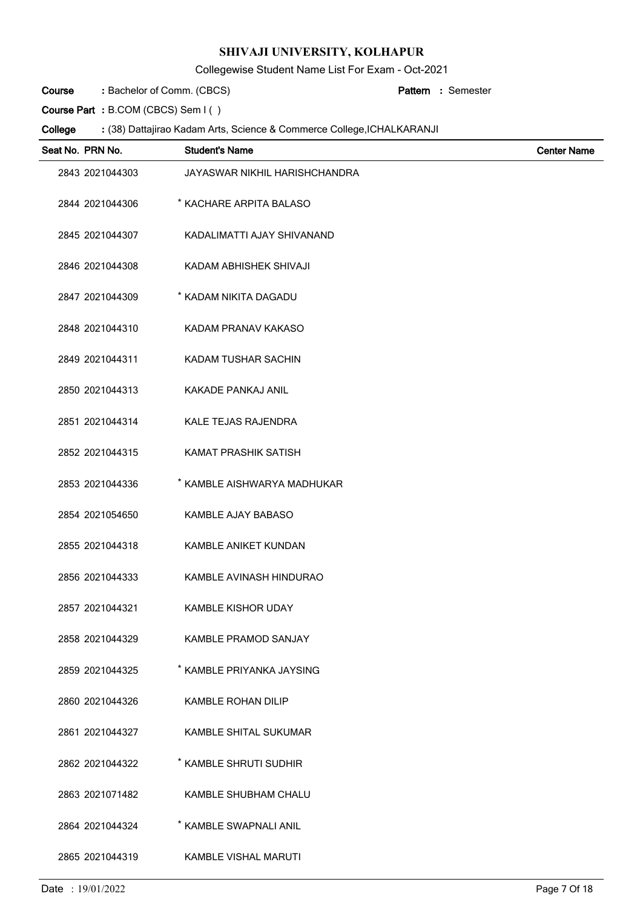# SHIVAJI UNIVERSITY, KOLHAPUR

Collegewise Student Name List For Exam - Oct-2021

**Course** : Bachelor of Comm. (CBCS) **Pattern** : Semester

**Course Part** : B.COM (CBCS) Sem I ( )

**College** : (38) Dattajirao Kadam Arts, Science & Commerce College,ICHALKARANJI

| Seat No. | PRN No. | Student's Name | Center Name |
|---|---|---|---|
| 2843 | 2021044303 | JAYASWAR NIKHIL HARISHCHANDRA | |
| 2844 | 2021044306 | * KACHARE ARPITA BALASO | |
| 2845 | 2021044307 | KADALIMATTI AJAY SHIVANAND | |
| 2846 | 2021044308 | KADAM ABHISHEK SHIVAJI | |
| 2847 | 2021044309 | * KADAM NIKITA DAGADU | |
| 2848 | 2021044310 | KADAM PRANAV KAKASO | |
| 2849 | 2021044311 | KADAM TUSHAR SACHIN | |
| 2850 | 2021044313 | KAKADE PANKAJ ANIL | |
| 2851 | 2021044314 | KALE TEJAS RAJENDRA | |
| 2852 | 2021044315 | KAMAT PRASHIK SATISH | |
| 2853 | 2021044336 | * KAMBLE AISHWARYA MADHUKAR | |
| 2854 | 2021054650 | KAMBLE AJAY BABASO | |
| 2855 | 2021044318 | KAMBLE ANIKET KUNDAN | |
| 2856 | 2021044333 | KAMBLE AVINASH HINDURAO | |
| 2857 | 2021044321 | KAMBLE KISHOR UDAY | |
| 2858 | 2021044329 | KAMBLE PRAMOD SANJAY | |
| 2859 | 2021044325 | * KAMBLE PRIYANKA JAYSING | |
| 2860 | 2021044326 | KAMBLE ROHAN DILIP | |
| 2861 | 2021044327 | KAMBLE SHITAL SUKUMAR | |
| 2862 | 2021044322 | * KAMBLE SHRUTI SUDHIR | |
| 2863 | 2021071482 | KAMBLE SHUBHAM CHALU | |
| 2864 | 2021044324 | * KAMBLE SWAPNALI ANIL | |
| 2865 | 2021044319 | KAMBLE VISHAL MARUTI | |

Date : 19/01/2022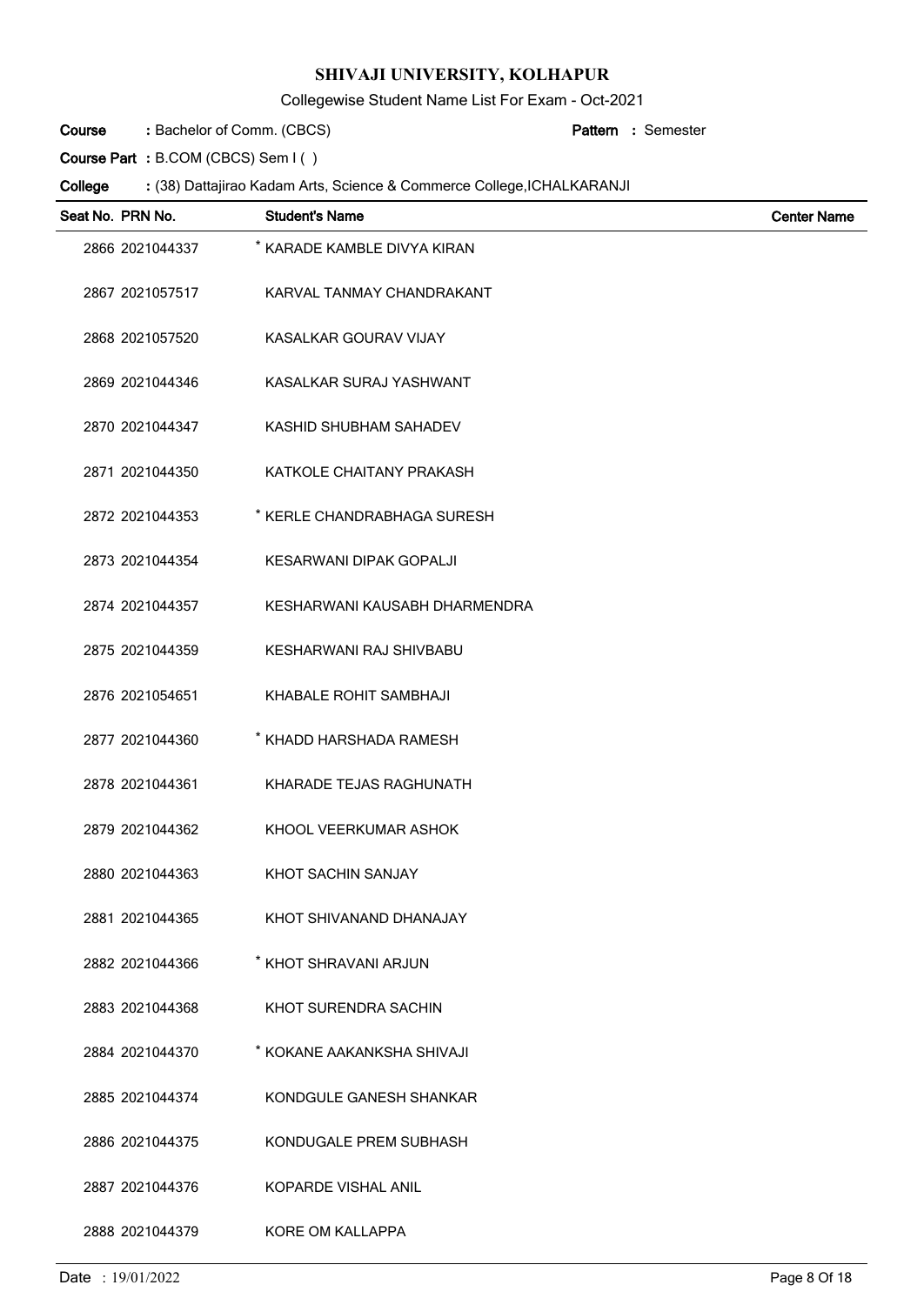# SHIVAJI UNIVERSITY, KOLHAPUR

Collegewise Student Name List For Exam - Oct-2021

**Course** : Bachelor of Comm. (CBCS) **Pattern** : Semester

**Course Part** : B.COM (CBCS) Sem I ( )

**College** : (38) Dattajirao Kadam Arts, Science & Commerce College,ICHALKARANJI

| Seat No. | PRN No. | Student's Name | Center Name |
|---|---|---|---|
| 2866 | 2021044337 | * KARADE KAMBLE DIVYA KIRAN | |
| 2867 | 2021057517 | KARVAL TANMAY CHANDRAKANT | |
| 2868 | 2021057520 | KASALKAR GOURAV VIJAY | |
| 2869 | 2021044346 | KASALKAR SURAJ YASHWANT | |
| 2870 | 2021044347 | KASHID SHUBHAM SAHADEV | |
| 2871 | 2021044350 | KATKOLE CHAITANY PRAKASH | |
| 2872 | 2021044353 | * KERLE CHANDRABHAGA SURESH | |
| 2873 | 2021044354 | KESARWANI DIPAK GOPALJI | |
| 2874 | 2021044357 | KESHARWANI KAUSABH DHARMENDRA | |
| 2875 | 2021044359 | KESHARWANI RAJ SHIVBABU | |
| 2876 | 2021054651 | KHABALE ROHIT SAMBHAJI | |
| 2877 | 2021044360 | * KHADD HARSHADA RAMESH | |
| 2878 | 2021044361 | KHARADE TEJAS RAGHUNATH | |
| 2879 | 2021044362 | KHOOL VEERKUMAR ASHOK | |
| 2880 | 2021044363 | KHOT SACHIN SANJAY | |
| 2881 | 2021044365 | KHOT SHIVANAND DHANAJAY | |
| 2882 | 2021044366 | * KHOT SHRAVANI ARJUN | |
| 2883 | 2021044368 | KHOT SURENDRA SACHIN | |
| 2884 | 2021044370 | * KOKANE AAKANKSHA SHIVAJI | |
| 2885 | 2021044374 | KONDGULE GANESH SHANKAR | |
| 2886 | 2021044375 | KONDUGALE PREM SUBHASH | |
| 2887 | 2021044376 | KOPARDE VISHAL ANIL | |
| 2888 | 2021044379 | KORE OM KALLAPPA | |

Date : 19/01/2022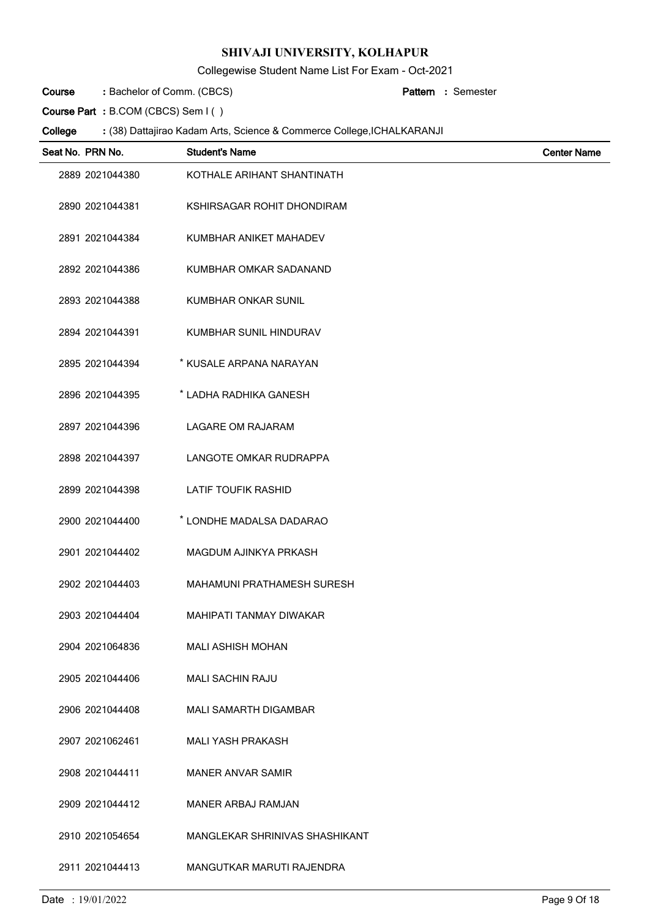# SHIVAJI UNIVERSITY, KOLHAPUR

Collegewise Student Name List For Exam - Oct-2021

**Course** : Bachelor of Comm. (CBCS) **Pattern** : Semester

**Course Part** : B.COM (CBCS) Sem I ( )

**College** : (38) Dattajirao Kadam Arts, Science & Commerce College,ICHALKARANJI

| Seat No. | PRN No. | Student's Name | Center Name |
|---|---|---|---|
| 2889 | 2021044380 | KOTHALE ARIHANT SHANTINATH | |
| 2890 | 2021044381 | KSHIRSAGAR ROHIT DHONDIRAM | |
| 2891 | 2021044384 | KUMBHAR ANIKET MAHADEV | |
| 2892 | 2021044386 | KUMBHAR OMKAR SADANAND | |
| 2893 | 2021044388 | KUMBHAR ONKAR SUNIL | |
| 2894 | 2021044391 | KUMBHAR SUNIL HINDURAV | |
| 2895 | 2021044394 | * KUSALE ARPANA NARAYAN | |
| 2896 | 2021044395 | * LADHA RADHIKA GANESH | |
| 2897 | 2021044396 | LAGARE OM RAJARAM | |
| 2898 | 2021044397 | LANGOTE OMKAR RUDRAPPA | |
| 2899 | 2021044398 | LATIF TOUFIK RASHID | |
| 2900 | 2021044400 | * LONDHE MADALSA DADARAO | |
| 2901 | 2021044402 | MAGDUM AJINKYA PRKASH | |
| 2902 | 2021044403 | MAHAMUNI PRATHAMESH SURESH | |
| 2903 | 2021044404 | MAHIPATI TANMAY DIWAKAR | |
| 2904 | 2021064836 | MALI ASHISH MOHAN | |
| 2905 | 2021044406 | MALI SACHIN RAJU | |
| 2906 | 2021044408 | MALI SAMARTH DIGAMBAR | |
| 2907 | 2021062461 | MALI YASH PRAKASH | |
| 2908 | 2021044411 | MANER ANVAR SAMIR | |
| 2909 | 2021044412 | MANER ARBAJ RAMJAN | |
| 2910 | 2021054654 | MANGLEKAR SHRINIVAS SHASHIKANT | |
| 2911 | 2021044413 | MANGUTKAR MARUTI RAJENDRA | |

Date : 19/01/2022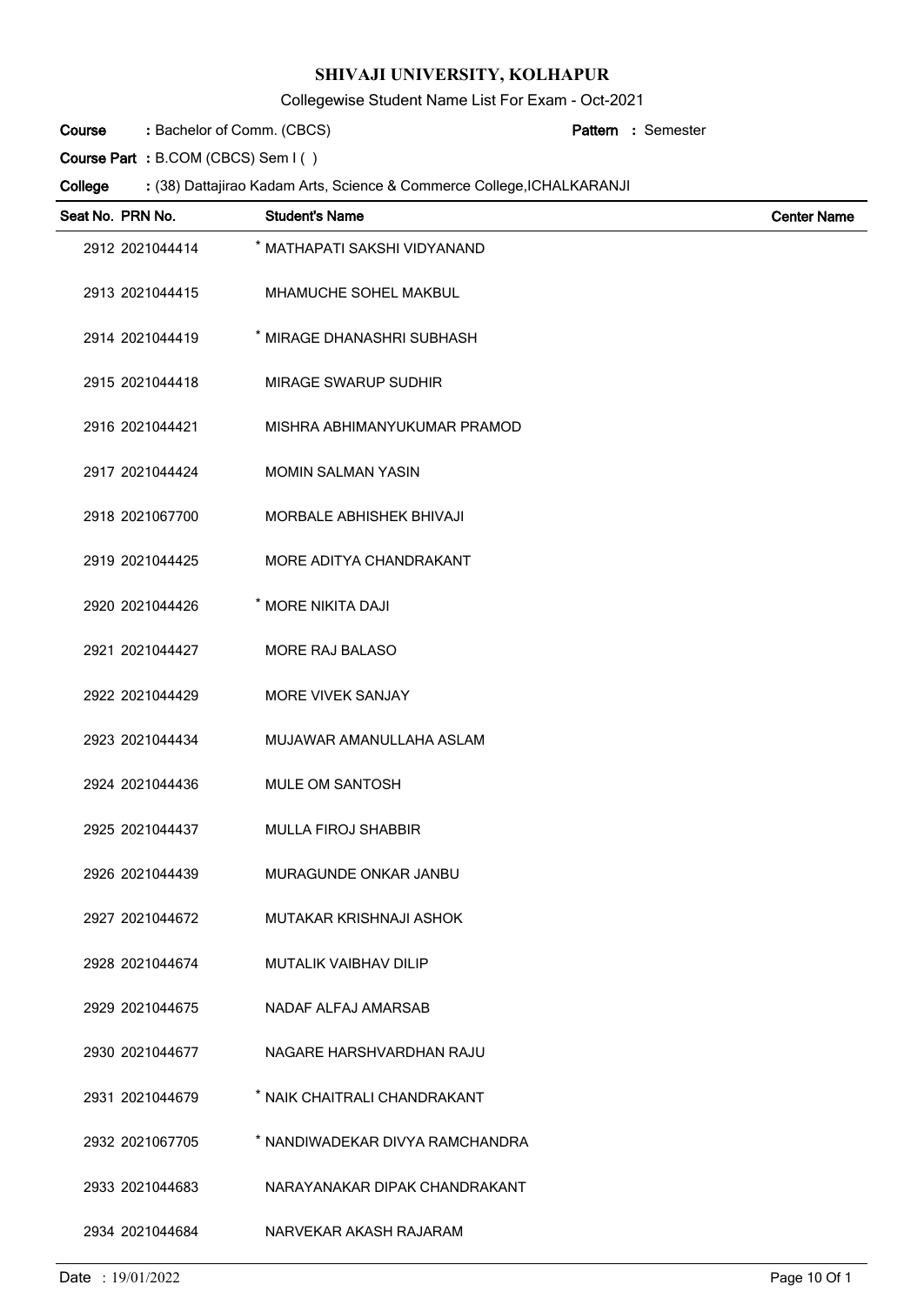## SHIVAJI UNIVERSITY, KOLHAPUR

Collegewise Student Name List For Exam - Oct-2021

**Course** : Bachelor of Comm. (CBCS) **Pattern** : Semester

**Course Part** : B.COM (CBCS) Sem I ( )

**College** : (38) Dattajirao Kadam Arts, Science & Commerce College,ICHALKARANJI

| Seat No. | PRN No. | Student's Name | Center Name |
|---|---|---|---|
| 2912 | 2021044414 | * MATHAPATI SAKSHI VIDYANAND | |
| 2913 | 2021044415 | MHAMUCHE SOHEL MAKBUL | |
| 2914 | 2021044419 | * MIRAGE DHANASHRI SUBHASH | |
| 2915 | 2021044418 | MIRAGE SWARUP SUDHIR | |
| 2916 | 2021044421 | MISHRA ABHIMANYUKUMAR PRAMOD | |
| 2917 | 2021044424 | MOMIN SALMAN YASIN | |
| 2918 | 2021067700 | MORBALE ABHISHEK BHIVAJI | |
| 2919 | 2021044425 | MORE ADITYA CHANDRAKANT | |
| 2920 | 2021044426 | * MORE NIKITA DAJI | |
| 2921 | 2021044427 | MORE RAJ BALASO | |
| 2922 | 2021044429 | MORE VIVEK SANJAY | |
| 2923 | 2021044434 | MUJAWAR AMANULLAHA ASLAM | |
| 2924 | 2021044436 | MULE OM SANTOSH | |
| 2925 | 2021044437 | MULLA FIROJ SHABBIR | |
| 2926 | 2021044439 | MURAGUNDE ONKAR JANBU | |
| 2927 | 2021044672 | MUTAKAR KRISHNAJI ASHOK | |
| 2928 | 2021044674 | MUTALIK VAIBHAV DILIP | |
| 2929 | 2021044675 | NADAF ALFAJ AMARSAB | |
| 2930 | 2021044677 | NAGARE HARSHVARDHAN RAJU | |
| 2931 | 2021044679 | * NAIK CHAITRALI CHANDRAKANT | |
| 2932 | 2021067705 | * NANDIWADEKAR DIVYA RAMCHANDRA | |
| 2933 | 2021044683 | NARAYANAKAR DIPAK CHANDRAKANT | |
| 2934 | 2021044684 | NARVEKAR AKASH RAJARAM | |

Date : 19/01/2022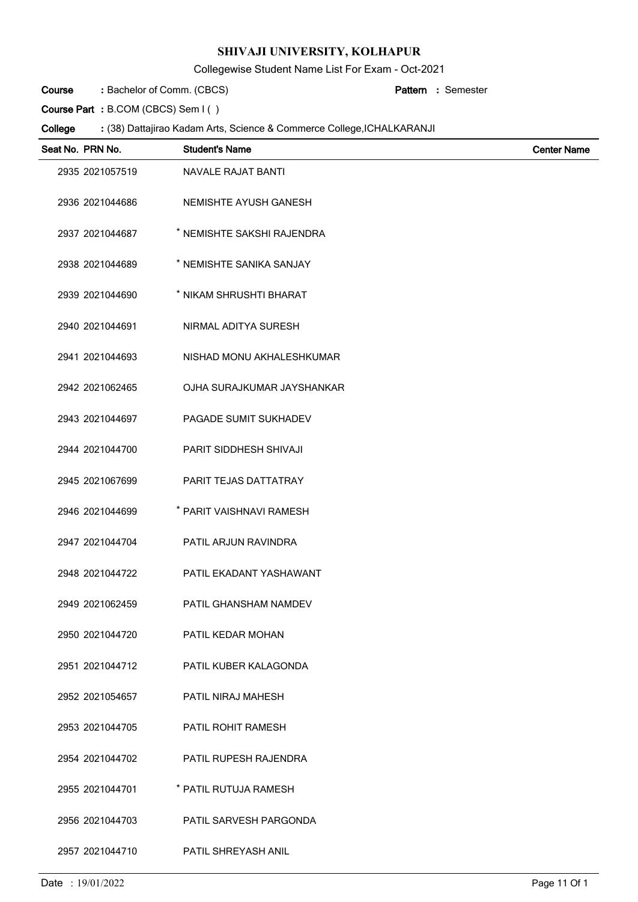# SHIVAJI UNIVERSITY, KOLHAPUR

Collegewise Student Name List For Exam - Oct-2021

**Course** : Bachelor of Comm. (CBCS) **Pattern** : Semester

**Course Part** : B.COM (CBCS) Sem I ( )

**College** : (38) Dattajirao Kadam Arts, Science & Commerce College,ICHALKARANJI

| Seat No. | PRN No. | Student's Name | Center Name |
|---|---|---|---|
| 2935 | 2021057519 | NAVALE RAJAT BANTI | |
| 2936 | 2021044686 | NEMISHTE AYUSH GANESH | |
| 2937 | 2021044687 | * NEMISHTE SAKSHI RAJENDRA | |
| 2938 | 2021044689 | * NEMISHTE SANIKA SANJAY | |
| 2939 | 2021044690 | * NIKAM SHRUSHTI BHARAT | |
| 2940 | 2021044691 | NIRMAL ADITYA SURESH | |
| 2941 | 2021044693 | NISHAD MONU AKHALESHKUMAR | |
| 2942 | 2021062465 | OJHA SURAJKUMAR JAYSHANKAR | |
| 2943 | 2021044697 | PAGADE SUMIT SUKHADEV | |
| 2944 | 2021044700 | PARIT SIDDHESH SHIVAJI | |
| 2945 | 2021067699 | PARIT TEJAS DATTATRAY | |
| 2946 | 2021044699 | * PARIT VAISHNAVI RAMESH | |
| 2947 | 2021044704 | PATIL ARJUN RAVINDRA | |
| 2948 | 2021044722 | PATIL EKADANT YASHAWANT | |
| 2949 | 2021062459 | PATIL GHANSHAM NAMDEV | |
| 2950 | 2021044720 | PATIL KEDAR MOHAN | |
| 2951 | 2021044712 | PATIL KUBER KALAGONDA | |
| 2952 | 2021054657 | PATIL NIRAJ MAHESH | |
| 2953 | 2021044705 | PATIL ROHIT RAMESH | |
| 2954 | 2021044702 | PATIL RUPESH RAJENDRA | |
| 2955 | 2021044701 | * PATIL RUTUJA RAMESH | |
| 2956 | 2021044703 | PATIL SARVESH PARGONDA | |
| 2957 | 2021044710 | PATIL SHREYASH ANIL | |

Date : 19/01/2022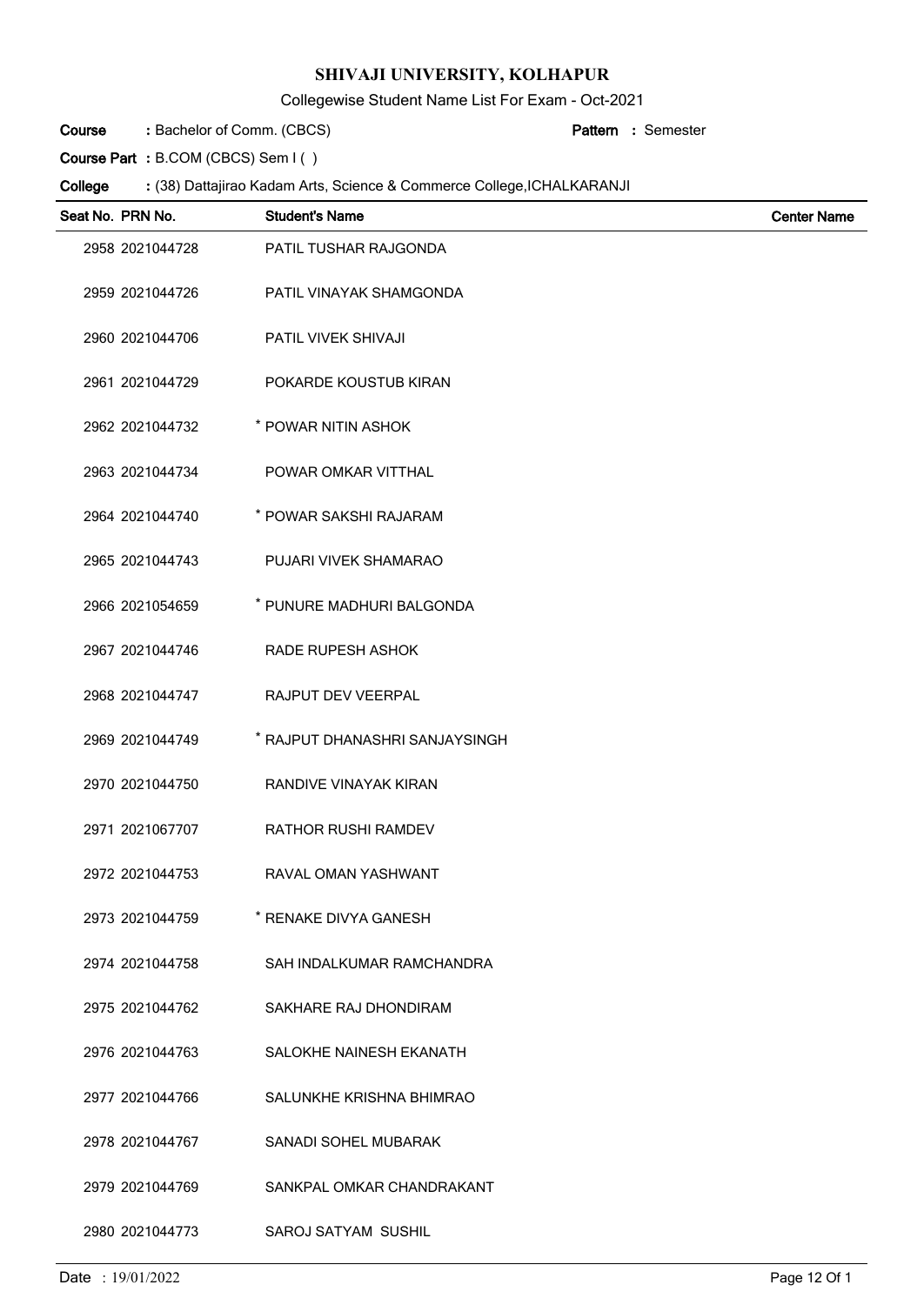# SHIVAJI UNIVERSITY, KOLHAPUR

Collegewise Student Name List For Exam - Oct-2021

**Course** : Bachelor of Comm. (CBCS) **Pattern** : Semester

**Course Part** : B.COM (CBCS) Sem I ( )

**College** : (38) Dattajirao Kadam Arts, Science & Commerce College,ICHALKARANJI

| Seat No. | PRN No. | Student's Name | Center Name |
|---|---|---|---|
| 2958 | 2021044728 | PATIL TUSHAR RAJGONDA | |
| 2959 | 2021044726 | PATIL VINAYAK SHAMGONDA | |
| 2960 | 2021044706 | PATIL VIVEK SHIVAJI | |
| 2961 | 2021044729 | POKARDE KOUSTUB KIRAN | |
| 2962 | 2021044732 | * POWAR NITIN ASHOK | |
| 2963 | 2021044734 | POWAR OMKAR VITTHAL | |
| 2964 | 2021044740 | * POWAR SAKSHI RAJARAM | |
| 2965 | 2021044743 | PUJARI VIVEK SHAMARAO | |
| 2966 | 2021054659 | * PUNURE MADHURI BALGONDA | |
| 2967 | 2021044746 | RADE RUPESH ASHOK | |
| 2968 | 2021044747 | RAJPUT DEV VEERPAL | |
| 2969 | 2021044749 | * RAJPUT DHANASHRI SANJAYSINGH | |
| 2970 | 2021044750 | RANDIVE VINAYAK KIRAN | |
| 2971 | 2021067707 | RATHOR RUSHI RAMDEV | |
| 2972 | 2021044753 | RAVAL OMAN YASHWANT | |
| 2973 | 2021044759 | * RENAKE DIVYA GANESH | |
| 2974 | 2021044758 | SAH INDALKUMAR RAMCHANDRA | |
| 2975 | 2021044762 | SAKHARE RAJ DHONDIRAM | |
| 2976 | 2021044763 | SALOKHE NAINESH EKANATH | |
| 2977 | 2021044766 | SALUNKHE KRISHNA BHIMRAO | |
| 2978 | 2021044767 | SANADI SOHEL MUBARAK | |
| 2979 | 2021044769 | SANKPAL OMKAR CHANDRAKANT | |
| 2980 | 2021044773 | SAROJ SATYAM SUSHIL | |

Date : 19/01/2022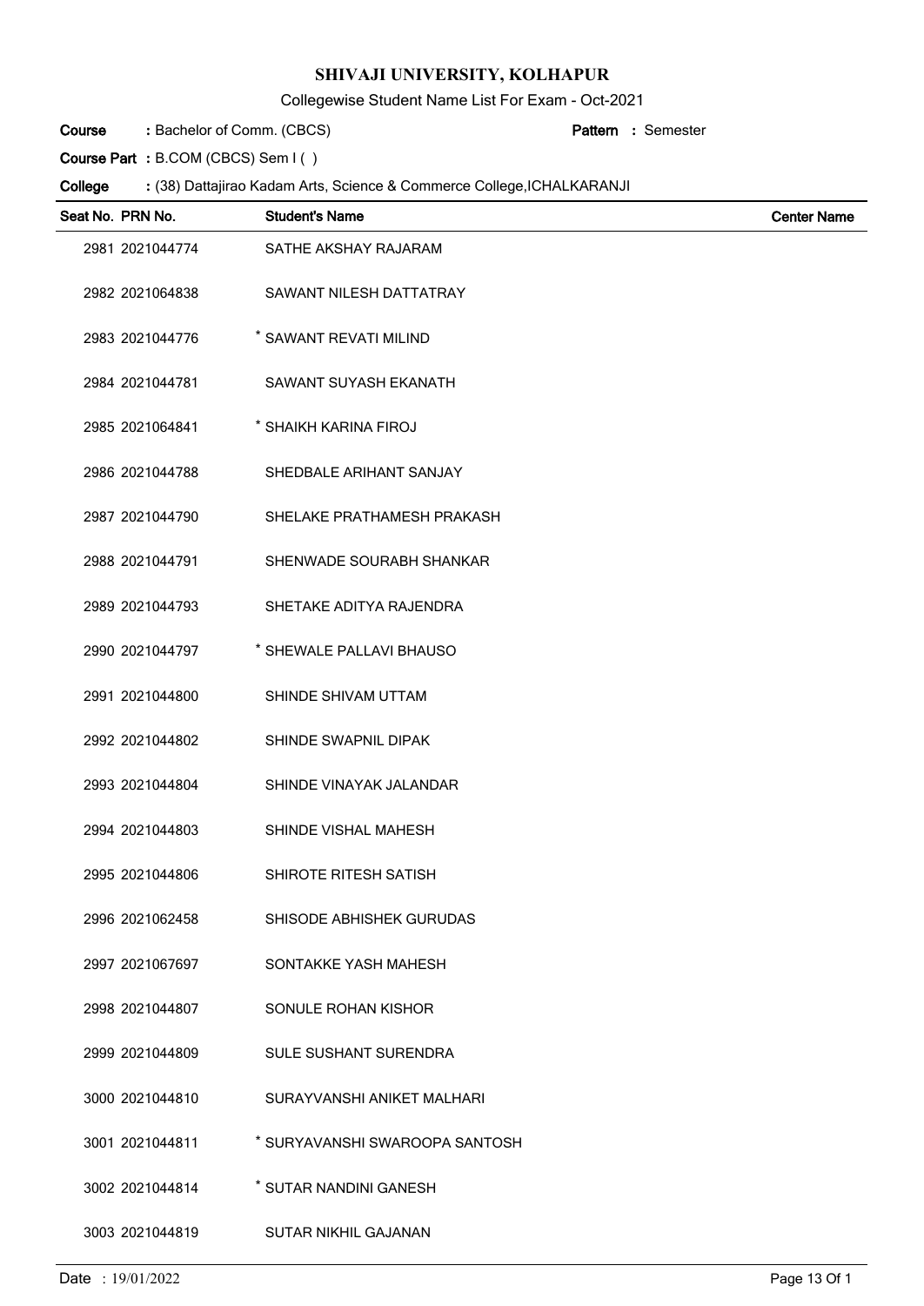# SHIVAJI UNIVERSITY, KOLHAPUR

Collegewise Student Name List For Exam - Oct-2021

**Course** : Bachelor of Comm. (CBCS) **Pattern** : Semester

**Course Part** : B.COM (CBCS) Sem I ( )

**College** : (38) Dattajirao Kadam Arts, Science & Commerce College,ICHALKARANJI

| Seat No. | PRN No. | Student's Name | Center Name |
|---|---|---|---|
| 2981 | 2021044774 | SATHE AKSHAY RAJARAM | |
| 2982 | 2021064838 | SAWANT NILESH DATTATRAY | |
| 2983 | 2021044776 | * SAWANT REVATI MILIND | |
| 2984 | 2021044781 | SAWANT SUYASH EKANATH | |
| 2985 | 2021064841 | * SHAIKH KARINA FIROJ | |
| 2986 | 2021044788 | SHEDBALE ARIHANT SANJAY | |
| 2987 | 2021044790 | SHELAKE PRATHAMESH PRAKASH | |
| 2988 | 2021044791 | SHENWADE SOURABH SHANKAR | |
| 2989 | 2021044793 | SHETAKE ADITYA RAJENDRA | |
| 2990 | 2021044797 | * SHEWALE PALLAVI BHAUSO | |
| 2991 | 2021044800 | SHINDE SHIVAM UTTAM | |
| 2992 | 2021044802 | SHINDE SWAPNIL DIPAK | |
| 2993 | 2021044804 | SHINDE VINAYAK JALANDAR | |
| 2994 | 2021044803 | SHINDE VISHAL MAHESH | |
| 2995 | 2021044806 | SHIROTE RITESH SATISH | |
| 2996 | 2021062458 | SHISODE ABHISHEK GURUDAS | |
| 2997 | 2021067697 | SONTAKKE YASH MAHESH | |
| 2998 | 2021044807 | SONULE ROHAN KISHOR | |
| 2999 | 2021044809 | SULE SUSHANT SURENDRA | |
| 3000 | 2021044810 | SURAYVANSHI ANIKET MALHARI | |
| 3001 | 2021044811 | * SURYAVANSHI SWAROOPA SANTOSH | |
| 3002 | 2021044814 | * SUTAR NANDINI GANESH | |
| 3003 | 2021044819 | SUTAR NIKHIL GAJANAN | |

Date : 19/01/2022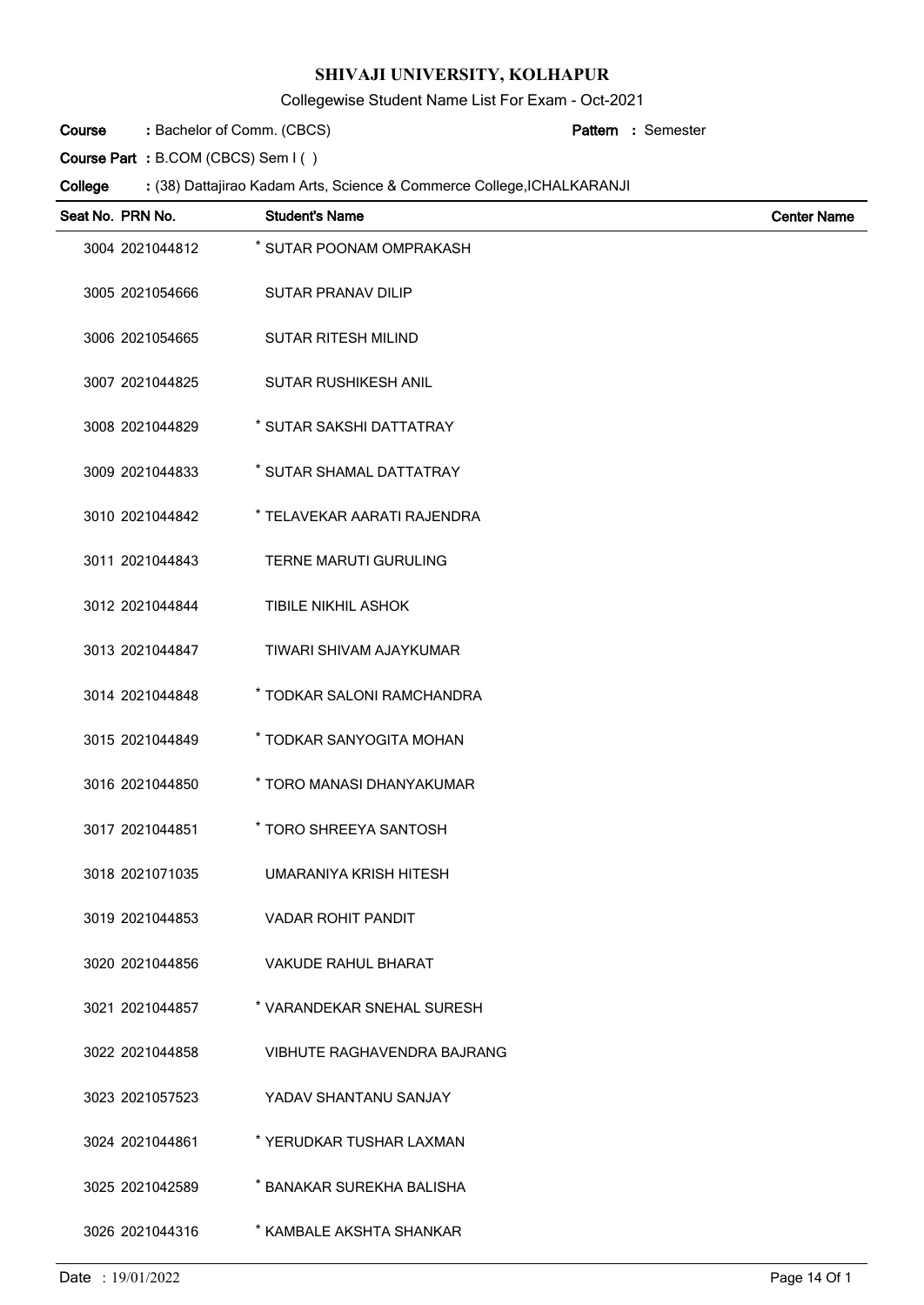# SHIVAJI UNIVERSITY, KOLHAPUR

Collegewise Student Name List For Exam - Oct-2021

**Course** : Bachelor of Comm. (CBCS) **Pattern** : Semester

**Course Part** : B.COM (CBCS) Sem I ( )

**College** : (38) Dattajirao Kadam Arts, Science & Commerce College,ICHALKARANJI

| Seat No. | PRN No. | Student's Name | Center Name |
|---|---|---|---|
| 3004 | 2021044812 | * SUTAR POONAM OMPRAKASH | |
| 3005 | 2021054666 | SUTAR PRANAV DILIP | |
| 3006 | 2021054665 | SUTAR RITESH MILIND | |
| 3007 | 2021044825 | SUTAR RUSHIKESH ANIL | |
| 3008 | 2021044829 | * SUTAR SAKSHI DATTATRAY | |
| 3009 | 2021044833 | * SUTAR SHAMAL DATTATRAY | |
| 3010 | 2021044842 | * TELAVEKAR AARATI RAJENDRA | |
| 3011 | 2021044843 | TERNE MARUTI GURULING | |
| 3012 | 2021044844 | TIBILE NIKHIL ASHOK | |
| 3013 | 2021044847 | TIWARI SHIVAM AJAYKUMAR | |
| 3014 | 2021044848 | * TODKAR SALONI RAMCHANDRA | |
| 3015 | 2021044849 | * TODKAR SANYOGITA MOHAN | |
| 3016 | 2021044850 | * TORO MANASI DHANYAKUMAR | |
| 3017 | 2021044851 | * TORO SHREEYA SANTOSH | |
| 3018 | 2021071035 | UMARANIYA KRISH HITESH | |
| 3019 | 2021044853 | VADAR ROHIT PANDIT | |
| 3020 | 2021044856 | VAKUDE RAHUL BHARAT | |
| 3021 | 2021044857 | * VARANDEKAR SNEHAL SURESH | |
| 3022 | 2021044858 | VIBHUTE RAGHAVENDRA BAJRANG | |
| 3023 | 2021057523 | YADAV SHANTANU SANJAY | |
| 3024 | 2021044861 | * YERUDKAR TUSHAR LAXMAN | |
| 3025 | 2021042589 | * BANAKAR SUREKHA BALISHA | |
| 3026 | 2021044316 | * KAMBALE AKSHTA SHANKAR | |

Date : 19/01/2022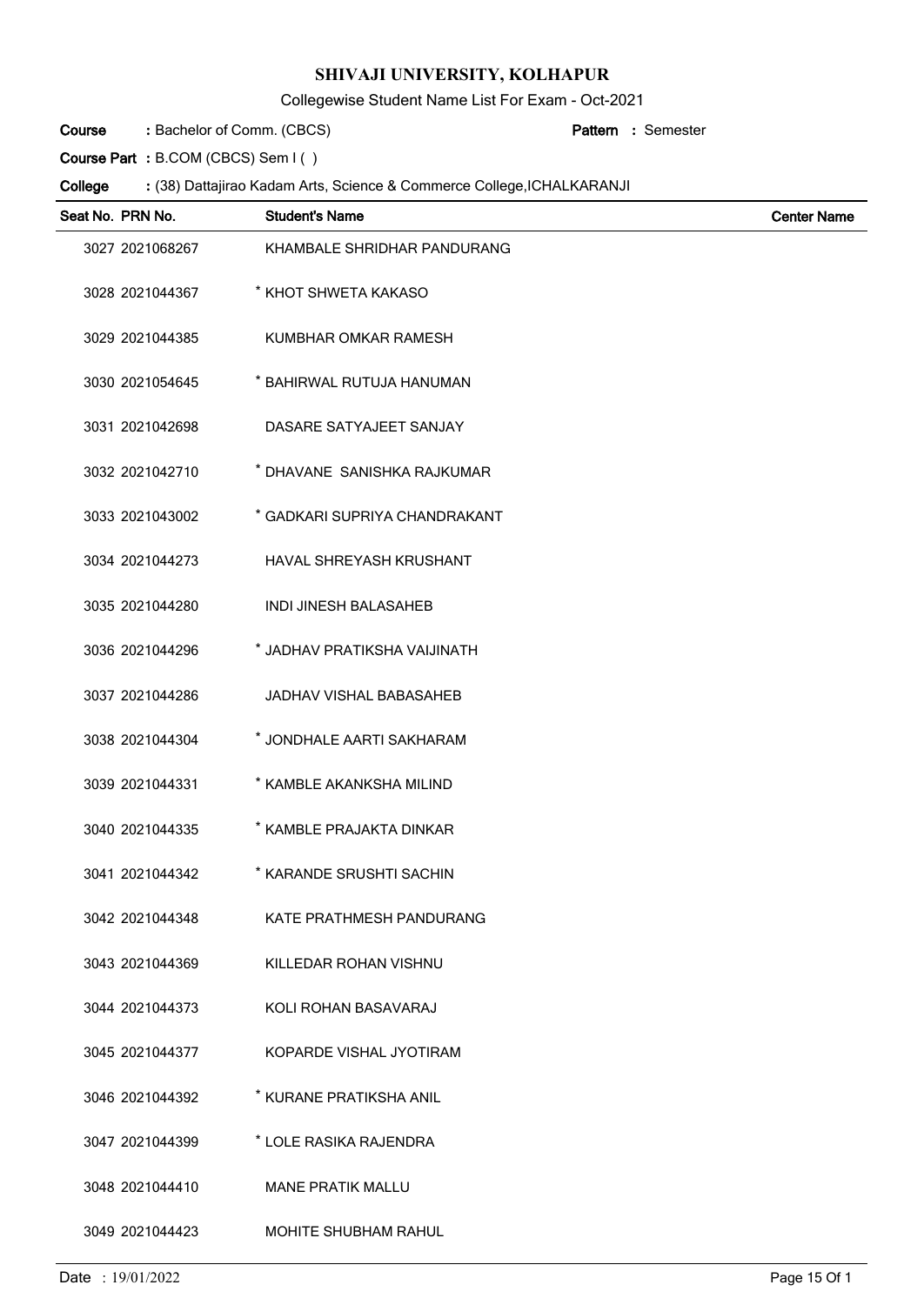# SHIVAJI UNIVERSITY, KOLHAPUR

Collegewise Student Name List For Exam - Oct-2021

**Course** : Bachelor of Comm. (CBCS) **Pattern** : Semester

**Course Part** : B.COM (CBCS) Sem I ( )

**College** : (38) Dattajirao Kadam Arts, Science & Commerce College,ICHALKARANJI

| Seat No. | PRN No. | Student's Name | Center Name |
|---|---|---|---|
| 3027 | 2021068267 | KHAMBALE SHRIDHAR PANDURANG | |
| 3028 | 2021044367 | * KHOT SHWETA KAKASO | |
| 3029 | 2021044385 | KUMBHAR OMKAR RAMESH | |
| 3030 | 2021054645 | * BAHIRWAL RUTUJA HANUMAN | |
| 3031 | 2021042698 | DASARE SATYAJEET SANJAY | |
| 3032 | 2021042710 | * DHAVANE SANISHKA RAJKUMAR | |
| 3033 | 2021043002 | * GADKARI SUPRIYA CHANDRAKANT | |
| 3034 | 2021044273 | HAVAL SHREYASH KRUSHANT | |
| 3035 | 2021044280 | INDI JINESH BALASAHEB | |
| 3036 | 2021044296 | * JADHAV PRATIKSHA VAIJINATH | |
| 3037 | 2021044286 | JADHAV VISHAL BABASAHEB | |
| 3038 | 2021044304 | * JONDHALE AARTI SAKHARAM | |
| 3039 | 2021044331 | * KAMBLE AKANKSHA MILIND | |
| 3040 | 2021044335 | * KAMBLE PRAJAKTA DINKAR | |
| 3041 | 2021044342 | * KARANDE SRUSHTI SACHIN | |
| 3042 | 2021044348 | KATE PRATHMESH PANDURANG | |
| 3043 | 2021044369 | KILLEDAR ROHAN VISHNU | |
| 3044 | 2021044373 | KOLI ROHAN BASAVARAJ | |
| 3045 | 2021044377 | KOPARDE VISHAL JYOTIRAM | |
| 3046 | 2021044392 | * KURANE PRATIKSHA ANIL | |
| 3047 | 2021044399 | * LOLE RASIKA RAJENDRA | |
| 3048 | 2021044410 | MANE PRATIK MALLU | |
| 3049 | 2021044423 | MOHITE SHUBHAM RAHUL | |

Date : 19/01/2022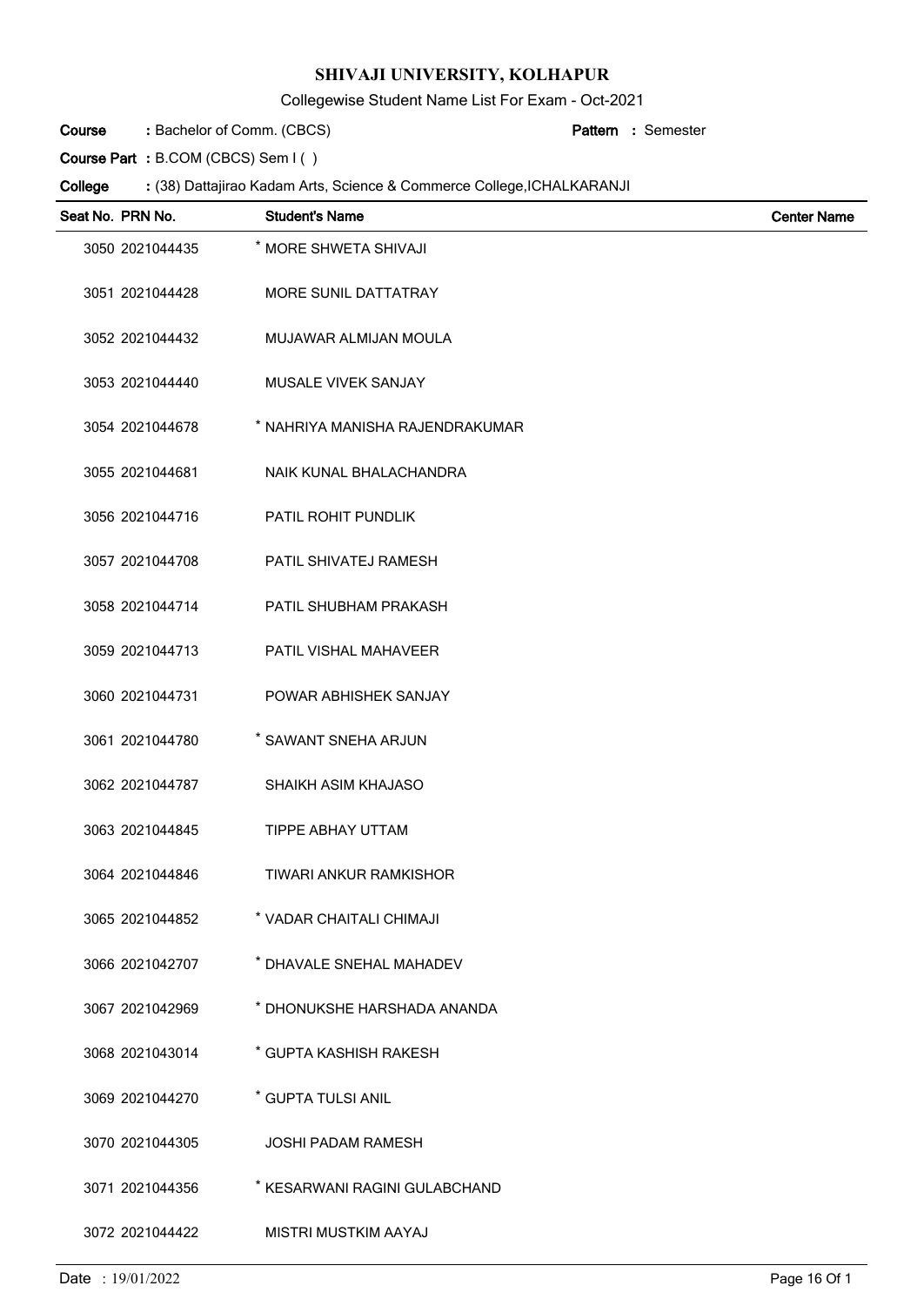# SHIVAJI UNIVERSITY, KOLHAPUR

Collegewise Student Name List For Exam - Oct-2021

**Course** : Bachelor of Comm. (CBCS) **Pattern** : Semester

**Course Part** : B.COM (CBCS) Sem I ( )

**College** : (38) Dattajirao Kadam Arts, Science & Commerce College,ICHALKARANJI

| Seat No. | PRN No. | Student's Name | Center Name |
|---|---|---|---|
| 3050 | 2021044435 | * MORE SHWETA SHIVAJI | |
| 3051 | 2021044428 | MORE SUNIL DATTATRAY | |
| 3052 | 2021044432 | MUJAWAR ALMIJAN MOULA | |
| 3053 | 2021044440 | MUSALE VIVEK SANJAY | |
| 3054 | 2021044678 | * NAHRIYA MANISHA RAJENDRAKUMAR | |
| 3055 | 2021044681 | NAIK KUNAL BHALACHANDRA | |
| 3056 | 2021044716 | PATIL ROHIT PUNDLIK | |
| 3057 | 2021044708 | PATIL SHIVATEJ RAMESH | |
| 3058 | 2021044714 | PATIL SHUBHAM PRAKASH | |
| 3059 | 2021044713 | PATIL VISHAL MAHAVEER | |
| 3060 | 2021044731 | POWAR ABHISHEK SANJAY | |
| 3061 | 2021044780 | * SAWANT SNEHA ARJUN | |
| 3062 | 2021044787 | SHAIKH ASIM KHAJASO | |
| 3063 | 2021044845 | TIPPE ABHAY UTTAM | |
| 3064 | 2021044846 | TIWARI ANKUR RAMKISHOR | |
| 3065 | 2021044852 | * VADAR CHAITALI CHIMAJI | |
| 3066 | 2021042707 | * DHAVALE SNEHAL MAHADEV | |
| 3067 | 2021042969 | * DHONUKSHE HARSHADA ANANDA | |
| 3068 | 2021043014 | * GUPTA KASHISH RAKESH | |
| 3069 | 2021044270 | * GUPTA TULSI ANIL | |
| 3070 | 2021044305 | JOSHI PADAM RAMESH | |
| 3071 | 2021044356 | * KESARWANI RAGINI GULABCHAND | |
| 3072 | 2021044422 | MISTRI MUSTKIM AAYAJ | |

Date : 19/01/2022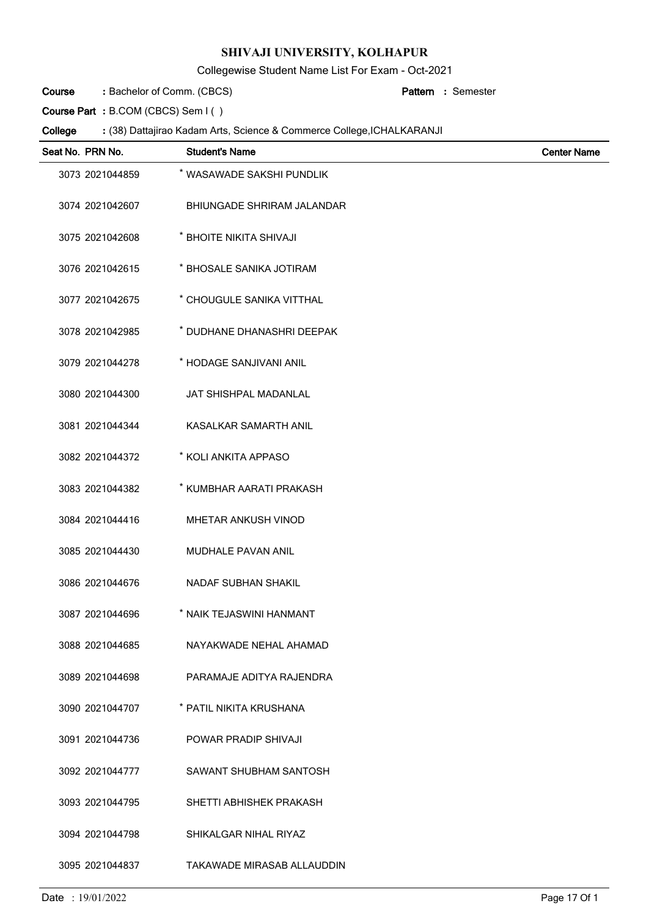# SHIVAJI UNIVERSITY, KOLHAPUR

Collegewise Student Name List For Exam - Oct-2021

**Course** : Bachelor of Comm. (CBCS) **Pattern** : Semester

**Course Part** : B.COM (CBCS) Sem I ( )

**College** : (38) Dattajirao Kadam Arts, Science & Commerce College,ICHALKARANJI

| Seat No. | PRN No. | Student's Name | Center Name |
|---|---|---|---|
| 3073 | 2021044859 | * WASAWADE SAKSHI PUNDLIK | |
| 3074 | 2021042607 | BHIUNGADE SHRIRAM JALANDAR | |
| 3075 | 2021042608 | * BHOITE NIKITA SHIVAJI | |
| 3076 | 2021042615 | * BHOSALE SANIKA JOTIRAM | |
| 3077 | 2021042675 | * CHOUGULE SANIKA VITTHAL | |
| 3078 | 2021042985 | * DUDHANE DHANASHRI DEEPAK | |
| 3079 | 2021044278 | * HODAGE SANJIVANI ANIL | |
| 3080 | 2021044300 | JAT SHISHPAL MADANLAL | |
| 3081 | 2021044344 | KASALKAR SAMARTH ANIL | |
| 3082 | 2021044372 | * KOLI ANKITA APPASO | |
| 3083 | 2021044382 | * KUMBHAR AARATI PRAKASH | |
| 3084 | 2021044416 | MHETAR ANKUSH VINOD | |
| 3085 | 2021044430 | MUDHALE PAVAN ANIL | |
| 3086 | 2021044676 | NADAF SUBHAN SHAKIL | |
| 3087 | 2021044696 | * NAIK TEJASWINI HANMANT | |
| 3088 | 2021044685 | NAYAKWADE NEHAL AHAMAD | |
| 3089 | 2021044698 | PARAMAJE ADITYA RAJENDRA | |
| 3090 | 2021044707 | * PATIL NIKITA KRUSHANA | |
| 3091 | 2021044736 | POWAR PRADIP SHIVAJI | |
| 3092 | 2021044777 | SAWANT SHUBHAM SANTOSH | |
| 3093 | 2021044795 | SHETTI ABHISHEK PRAKASH | |
| 3094 | 2021044798 | SHIKALGAR NIHAL RIYAZ | |
| 3095 | 2021044837 | TAKAWADE MIRASAB ALLAUDDIN | |

Date : 19/01/2022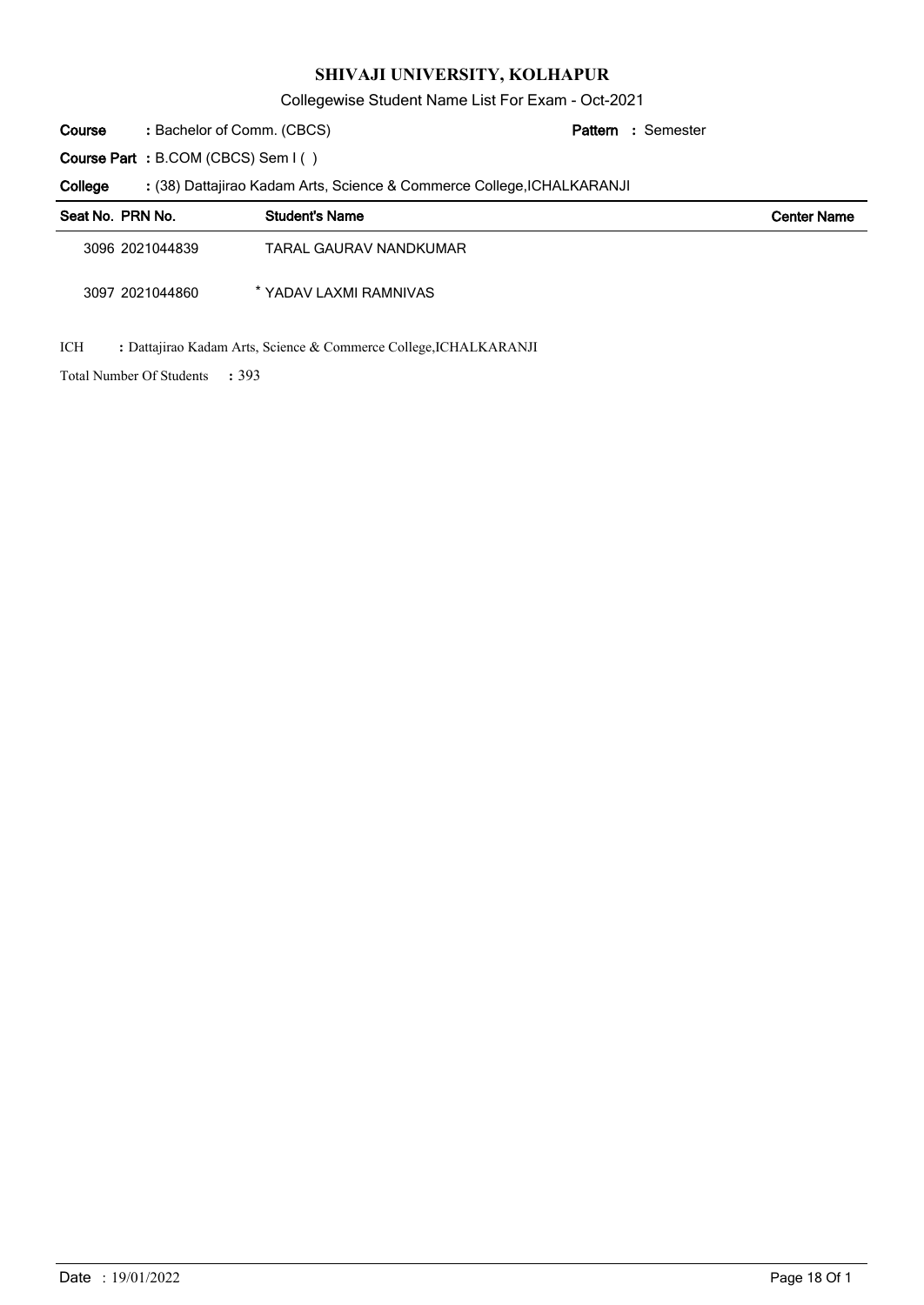# SHIVAJI UNIVERSITY, KOLHAPUR

Collegewise Student Name List For Exam - Oct-2021

**Course** : Bachelor of Comm. (CBCS) **Pattern** : Semester

**Course Part** : B.COM (CBCS) Sem I ( )

**College** : (38) Dattajirao Kadam Arts, Science & Commerce College,ICHALKARANJI

| Seat No. | PRN No. | Student's Name | Center Name |
|---|---|---|---|
| 3096 | 2021044839 | TARAL GAURAV NANDKUMAR | |
| 3097 | 2021044860 | * YADAV LAXMI RAMNIVAS | |

ICH : Dattajirao Kadam Arts, Science & Commerce College,ICHALKARANJI

Total Number Of Students : 393

Date : 19/01/2022